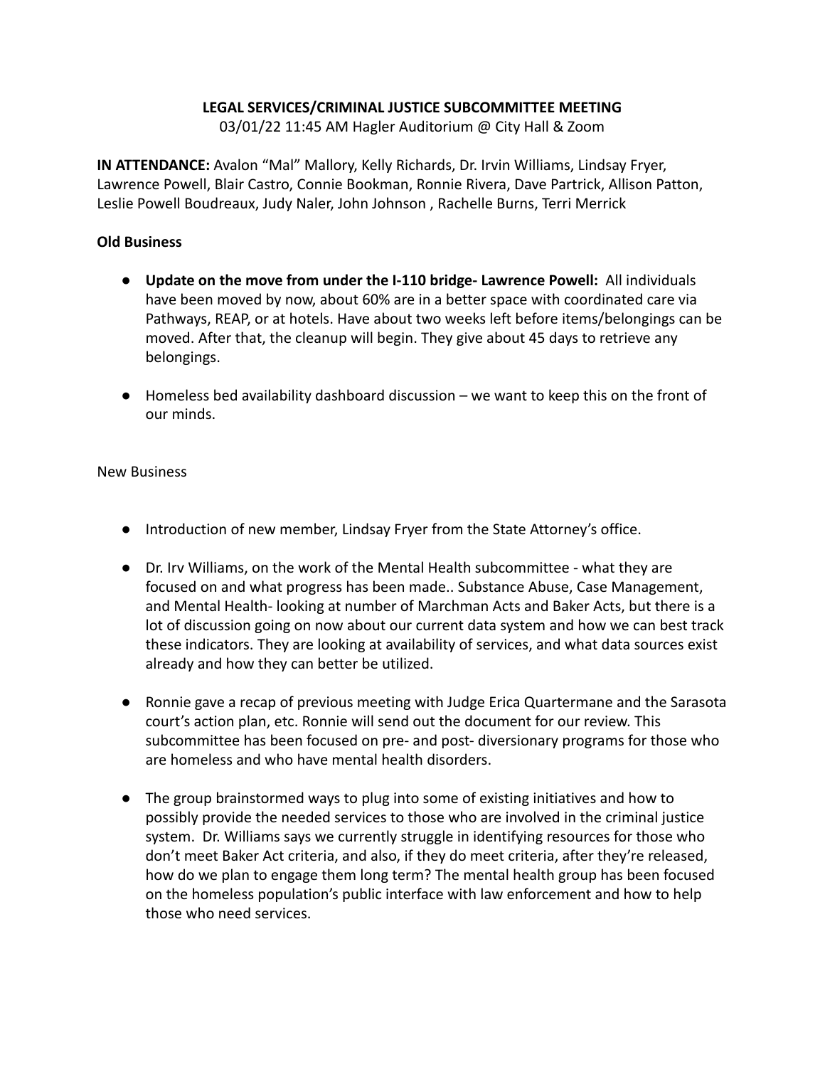**LEGAL SERVICES/CRIMINAL JUSTICE SUBCOMMITTEE MEETING**

03/01/22 11:45 AM Hagler Auditorium @ City Hall & Zoom

**IN ATTENDANCE:** Avalon "Mal" Mallory, Kelly Richards, Dr. Irvin Williams, Lindsay Fryer, Lawrence Powell, Blair Castro, Connie Bookman, Ronnie Rivera, Dave Partrick, Allison Patton, Leslie Powell Boudreaux, Judy Naler, John Johnson , Rachelle Burns, Terri Merrick

**Old Business**

- **Update on the move from under the I-110 bridge- Lawrence Powell:** All individuals have been moved by now, about 60% are in a better space with coordinated care via Pathways, REAP, or at hotels. Have about two weeks left before items/belongings can be moved. After that, the cleanup will begin. They give about 45 days to retrieve any belongings.

- Homeless bed availability dashboard discussion – we want to keep this on the front of our minds.

New Business

- Introduction of new member, Lindsay Fryer from the State Attorney's office.

- Dr. Irv Williams, on the work of the Mental Health subcommittee - what they are focused on and what progress has been made.. Substance Abuse, Case Management, and Mental Health- looking at number of Marchman Acts and Baker Acts, but there is a lot of discussion going on now about our current data system and how we can best track these indicators. They are looking at availability of services, and what data sources exist already and how they can better be utilized.

- Ronnie gave a recap of previous meeting with Judge Erica Quartermane and the Sarasota court's action plan, etc. Ronnie will send out the document for our review. This subcommittee has been focused on pre- and post- diversionary programs for those who are homeless and who have mental health disorders.

- The group brainstormed ways to plug into some of existing initiatives and how to possibly provide the needed services to those who are involved in the criminal justice system. Dr. Williams says we currently struggle in identifying resources for those who don't meet Baker Act criteria, and also, if they do meet criteria, after they're released, how do we plan to engage them long term? The mental health group has been focused on the homeless population's public interface with law enforcement and how to help those who need services.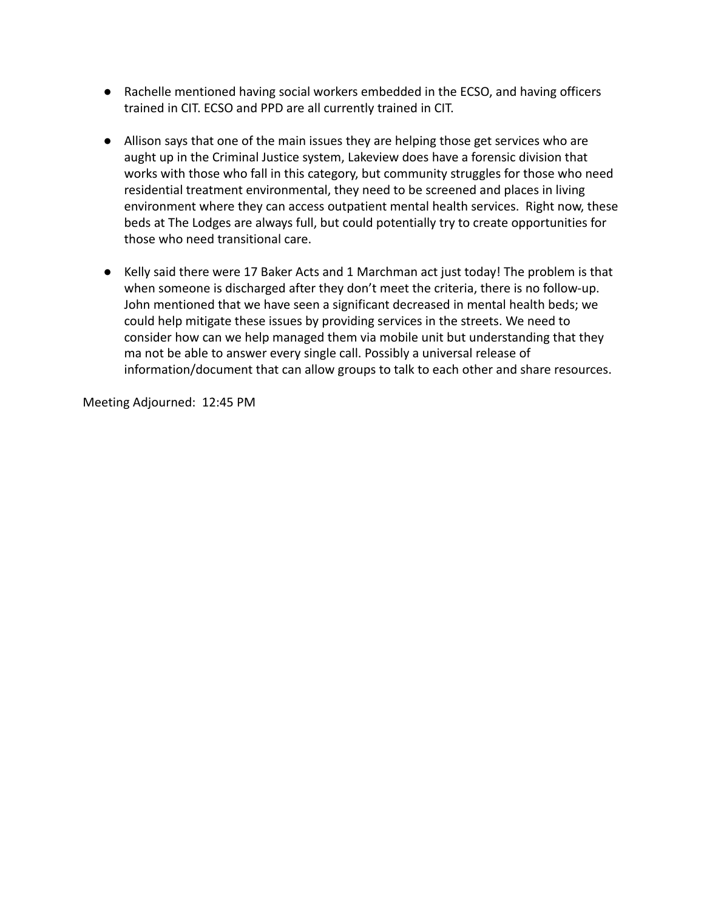- Rachelle mentioned having social workers embedded in the ECSO, and having officers trained in CIT. ECSO and PPD are all currently trained in CIT.

- Allison says that one of the main issues they are helping those get services who are aught up in the Criminal Justice system, Lakeview does have a forensic division that works with those who fall in this category, but community struggles for those who need residential treatment environmental, they need to be screened and places in living environment where they can access outpatient mental health services. Right now, these beds at The Lodges are always full, but could potentially try to create opportunities for those who need transitional care.

- Kelly said there were 17 Baker Acts and 1 Marchman act just today! The problem is that when someone is discharged after they don't meet the criteria, there is no follow-up. John mentioned that we have seen a significant decreased in mental health beds; we could help mitigate these issues by providing services in the streets. We need to consider how can we help managed them via mobile unit but understanding that they ma not be able to answer every single call. Possibly a universal release of information/document that can allow groups to talk to each other and share resources.

Meeting Adjourned: 12:45 PM